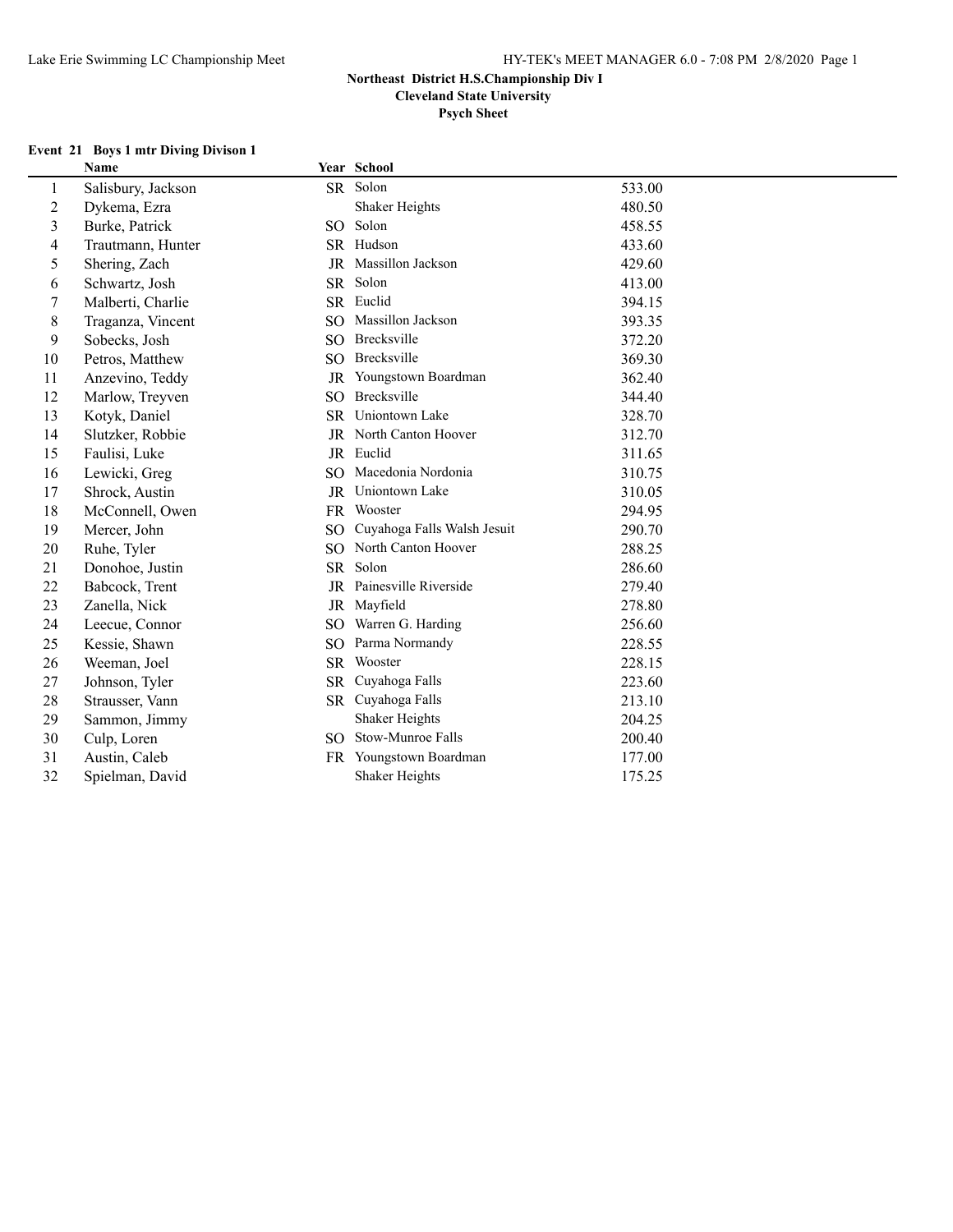**Northeast District H.S.Championship Div I**
**Cleveland State University**
**Psych Sheet**

**Event 21 Boys 1 mtr Diving Divison 1**

| | Name | Year | School | |
|---|---|---|---|---|
| 1 | Salisbury, Jackson | SR | Solon | 533.00 |
| 2 | Dykema, Ezra | | Shaker Heights | 480.50 |
| 3 | Burke, Patrick | SO | Solon | 458.55 |
| 4 | Trautmann, Hunter | SR | Hudson | 433.60 |
| 5 | Shering, Zach | JR | Massillon Jackson | 429.60 |
| 6 | Schwartz, Josh | SR | Solon | 413.00 |
| 7 | Malberti, Charlie | SR | Euclid | 394.15 |
| 8 | Traganza, Vincent | SO | Massillon Jackson | 393.35 |
| 9 | Sobecks, Josh | SO | Brecksville | 372.20 |
| 10 | Petros, Matthew | SO | Brecksville | 369.30 |
| 11 | Anzevino, Teddy | JR | Youngstown Boardman | 362.40 |
| 12 | Marlow, Treyven | SO | Brecksville | 344.40 |
| 13 | Kotyk, Daniel | SR | Uniontown Lake | 328.70 |
| 14 | Slutzker, Robbie | JR | North Canton Hoover | 312.70 |
| 15 | Faulisi, Luke | JR | Euclid | 311.65 |
| 16 | Lewicki, Greg | SO | Macedonia Nordonia | 310.75 |
| 17 | Shrock, Austin | JR | Uniontown Lake | 310.05 |
| 18 | McConnell, Owen | FR | Wooster | 294.95 |
| 19 | Mercer, John | SO | Cuyahoga Falls Walsh Jesuit | 290.70 |
| 20 | Ruhe, Tyler | SO | North Canton Hoover | 288.25 |
| 21 | Donohoe, Justin | SR | Solon | 286.60 |
| 22 | Babcock, Trent | JR | Painesville Riverside | 279.40 |
| 23 | Zanella, Nick | JR | Mayfield | 278.80 |
| 24 | Leecue, Connor | SO | Warren G. Harding | 256.60 |
| 25 | Kessie, Shawn | SO | Parma Normandy | 228.55 |
| 26 | Weeman, Joel | SR | Wooster | 228.15 |
| 27 | Johnson, Tyler | SR | Cuyahoga Falls | 223.60 |
| 28 | Strausser, Vann | SR | Cuyahoga Falls | 213.10 |
| 29 | Sammon, Jimmy | | Shaker Heights | 204.25 |
| 30 | Culp, Loren | SO | Stow-Munroe Falls | 200.40 |
| 31 | Austin, Caleb | FR | Youngstown Boardman | 177.00 |
| 32 | Spielman, David | | Shaker Heights | 175.25 |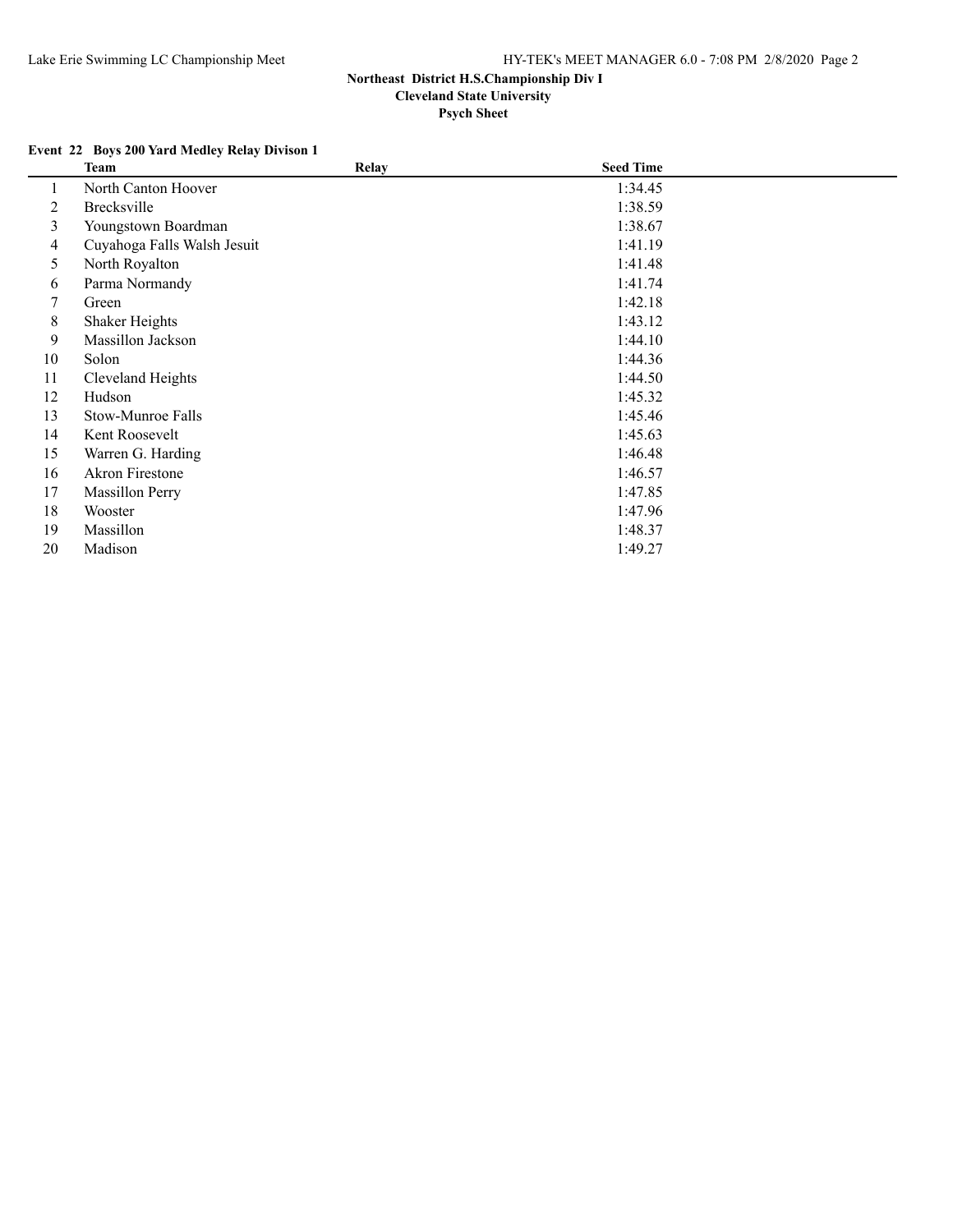# Northeast District H.S.Championship Div I

## Cleveland State University

## Psych Sheet

### Event 22 Boys 200 Yard Medley Relay Divison 1

| | Team | Relay | Seed Time |
|---|---|---|---|
| 1 | North Canton Hoover | | 1:34.45 |
| 2 | Brecksville | | 1:38.59 |
| 3 | Youngstown Boardman | | 1:38.67 |
| 4 | Cuyahoga Falls Walsh Jesuit | | 1:41.19 |
| 5 | North Royalton | | 1:41.48 |
| 6 | Parma Normandy | | 1:41.74 |
| 7 | Green | | 1:42.18 |
| 8 | Shaker Heights | | 1:43.12 |
| 9 | Massillon Jackson | | 1:44.10 |
| 10 | Solon | | 1:44.36 |
| 11 | Cleveland Heights | | 1:44.50 |
| 12 | Hudson | | 1:45.32 |
| 13 | Stow-Munroe Falls | | 1:45.46 |
| 14 | Kent Roosevelt | | 1:45.63 |
| 15 | Warren G. Harding | | 1:46.48 |
| 16 | Akron Firestone | | 1:46.57 |
| 17 | Massillon Perry | | 1:47.85 |
| 18 | Wooster | | 1:47.96 |
| 19 | Massillon | | 1:48.37 |
| 20 | Madison | | 1:49.27 |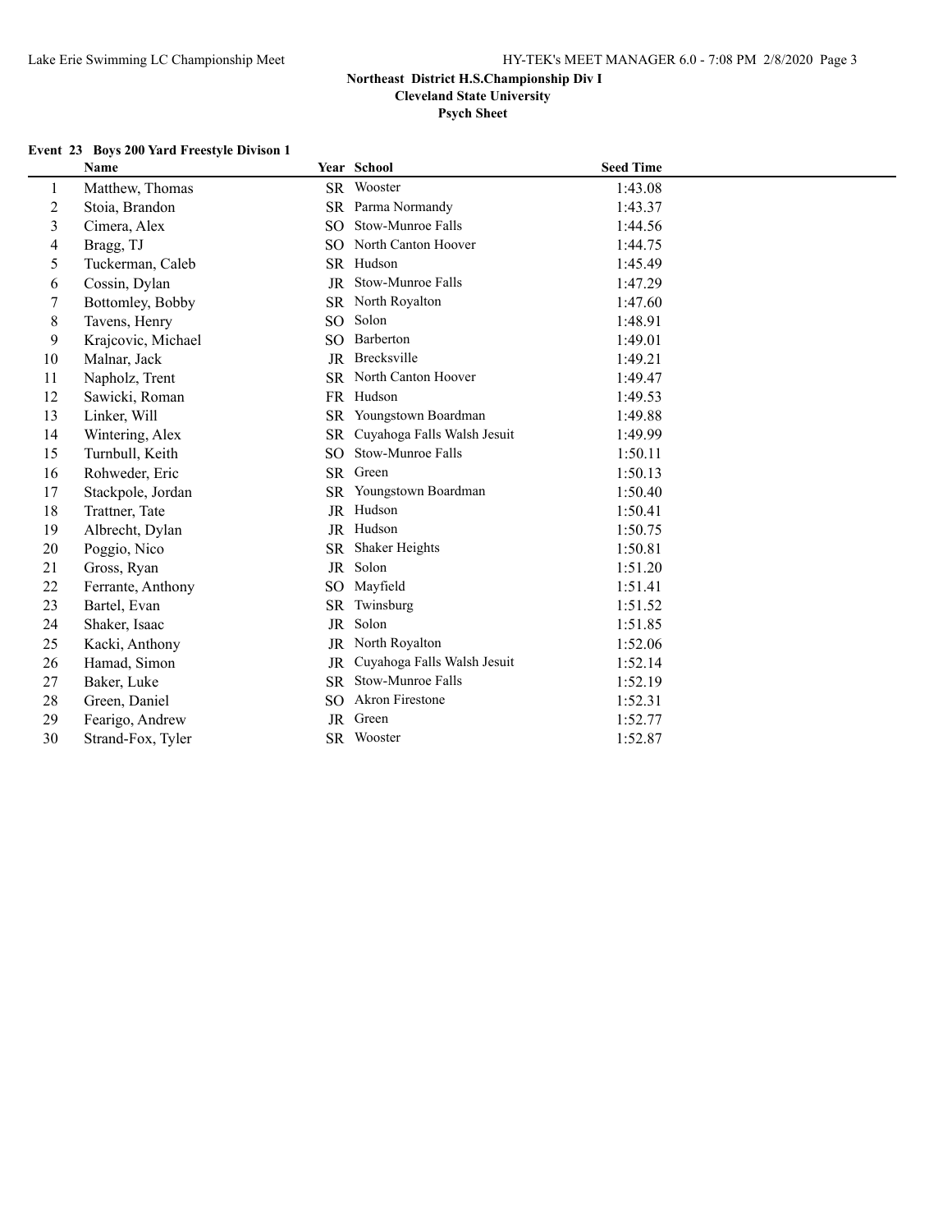# Northeast District H.S.Championship Div I

## Cleveland State University

### Psych Sheet

**Event 23 Boys 200 Yard Freestyle Divison 1**

| | Name | Year | School | Seed Time |
|---|---|---|---|---|
| 1 | Matthew, Thomas | SR | Wooster | 1:43.08 |
| 2 | Stoia, Brandon | SR | Parma Normandy | 1:43.37 |
| 3 | Cimera, Alex | SO | Stow-Munroe Falls | 1:44.56 |
| 4 | Bragg, TJ | SO | North Canton Hoover | 1:44.75 |
| 5 | Tuckerman, Caleb | SR | Hudson | 1:45.49 |
| 6 | Cossin, Dylan | JR | Stow-Munroe Falls | 1:47.29 |
| 7 | Bottomley, Bobby | SR | North Royalton | 1:47.60 |
| 8 | Tavens, Henry | SO | Solon | 1:48.91 |
| 9 | Krajcovic, Michael | SO | Barberton | 1:49.01 |
| 10 | Malnar, Jack | JR | Brecksville | 1:49.21 |
| 11 | Napholz, Trent | SR | North Canton Hoover | 1:49.47 |
| 12 | Sawicki, Roman | FR | Hudson | 1:49.53 |
| 13 | Linker, Will | SR | Youngstown Boardman | 1:49.88 |
| 14 | Wintering, Alex | SR | Cuyahoga Falls Walsh Jesuit | 1:49.99 |
| 15 | Turnbull, Keith | SO | Stow-Munroe Falls | 1:50.11 |
| 16 | Rohweder, Eric | SR | Green | 1:50.13 |
| 17 | Stackpole, Jordan | SR | Youngstown Boardman | 1:50.40 |
| 18 | Trattner, Tate | JR | Hudson | 1:50.41 |
| 19 | Albrecht, Dylan | JR | Hudson | 1:50.75 |
| 20 | Poggio, Nico | SR | Shaker Heights | 1:50.81 |
| 21 | Gross, Ryan | JR | Solon | 1:51.20 |
| 22 | Ferrante, Anthony | SO | Mayfield | 1:51.41 |
| 23 | Bartel, Evan | SR | Twinsburg | 1:51.52 |
| 24 | Shaker, Isaac | JR | Solon | 1:51.85 |
| 25 | Kacki, Anthony | JR | North Royalton | 1:52.06 |
| 26 | Hamad, Simon | JR | Cuyahoga Falls Walsh Jesuit | 1:52.14 |
| 27 | Baker, Luke | SR | Stow-Munroe Falls | 1:52.19 |
| 28 | Green, Daniel | SO | Akron Firestone | 1:52.31 |
| 29 | Fearigo, Andrew | JR | Green | 1:52.77 |
| 30 | Strand-Fox, Tyler | SR | Wooster | 1:52.87 |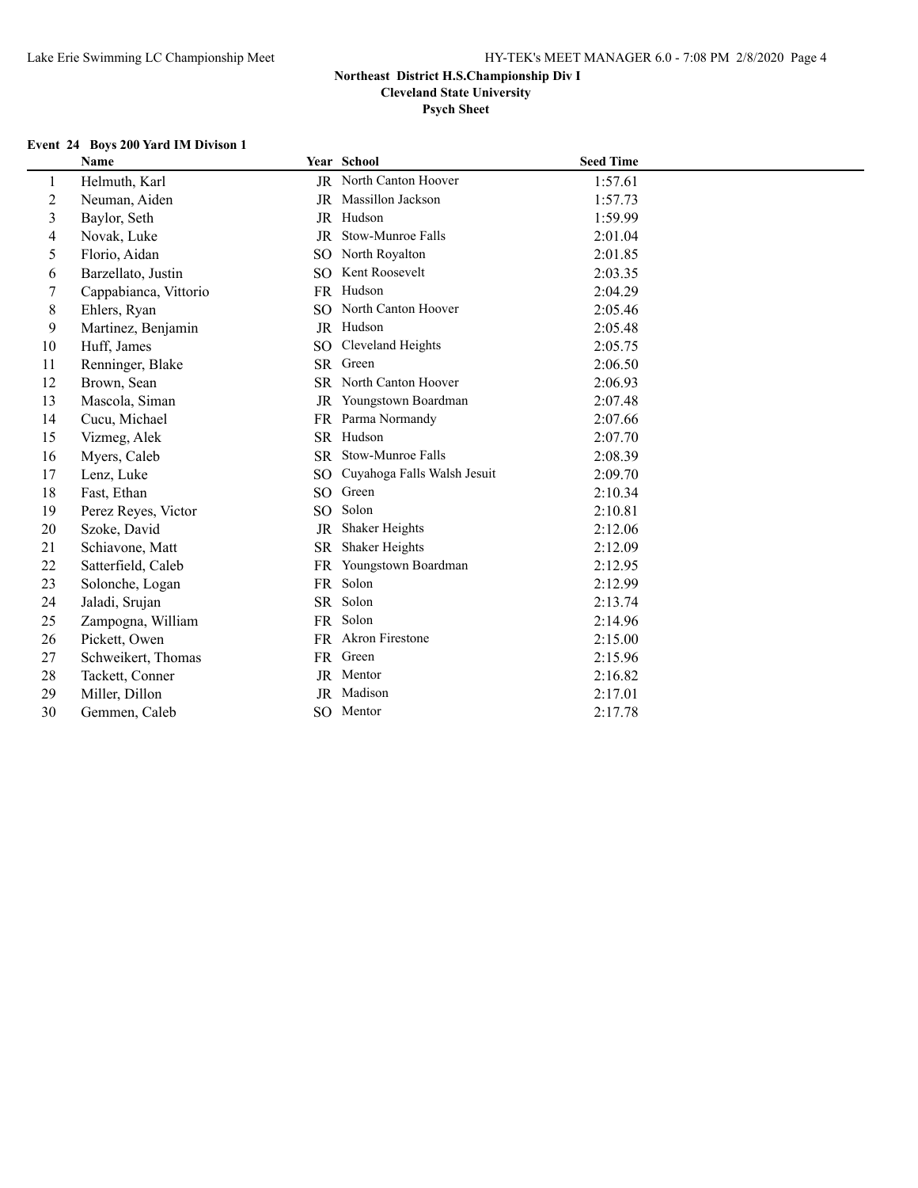**Northeast District H.S.Championship Div I**

**Cleveland State University**

**Psych Sheet**

**Event 24 Boys 200 Yard IM Divison 1**

| | Name | Year | School | Seed Time |
|---|---|---|---|---|
| 1 | Helmuth, Karl | JR | North Canton Hoover | 1:57.61 |
| 2 | Neuman, Aiden | JR | Massillon Jackson | 1:57.73 |
| 3 | Baylor, Seth | JR | Hudson | 1:59.99 |
| 4 | Novak, Luke | JR | Stow-Munroe Falls | 2:01.04 |
| 5 | Florio, Aidan | SO | North Royalton | 2:01.85 |
| 6 | Barzellato, Justin | SO | Kent Roosevelt | 2:03.35 |
| 7 | Cappabianca, Vittorio | FR | Hudson | 2:04.29 |
| 8 | Ehlers, Ryan | SO | North Canton Hoover | 2:05.46 |
| 9 | Martinez, Benjamin | JR | Hudson | 2:05.48 |
| 10 | Huff, James | SO | Cleveland Heights | 2:05.75 |
| 11 | Renninger, Blake | SR | Green | 2:06.50 |
| 12 | Brown, Sean | SR | North Canton Hoover | 2:06.93 |
| 13 | Mascola, Siman | JR | Youngstown Boardman | 2:07.48 |
| 14 | Cucu, Michael | FR | Parma Normandy | 2:07.66 |
| 15 | Vizmeg, Alek | SR | Hudson | 2:07.70 |
| 16 | Myers, Caleb | SR | Stow-Munroe Falls | 2:08.39 |
| 17 | Lenz, Luke | SO | Cuyahoga Falls Walsh Jesuit | 2:09.70 |
| 18 | Fast, Ethan | SO | Green | 2:10.34 |
| 19 | Perez Reyes, Victor | SO | Solon | 2:10.81 |
| 20 | Szoke, David | JR | Shaker Heights | 2:12.06 |
| 21 | Schiavone, Matt | SR | Shaker Heights | 2:12.09 |
| 22 | Satterfield, Caleb | FR | Youngstown Boardman | 2:12.95 |
| 23 | Solonche, Logan | FR | Solon | 2:12.99 |
| 24 | Jaladi, Srujan | SR | Solon | 2:13.74 |
| 25 | Zampogna, William | FR | Solon | 2:14.96 |
| 26 | Pickett, Owen | FR | Akron Firestone | 2:15.00 |
| 27 | Schweikert, Thomas | FR | Green | 2:15.96 |
| 28 | Tackett, Conner | JR | Mentor | 2:16.82 |
| 29 | Miller, Dillon | JR | Madison | 2:17.01 |
| 30 | Gemmen, Caleb | SO | Mentor | 2:17.78 |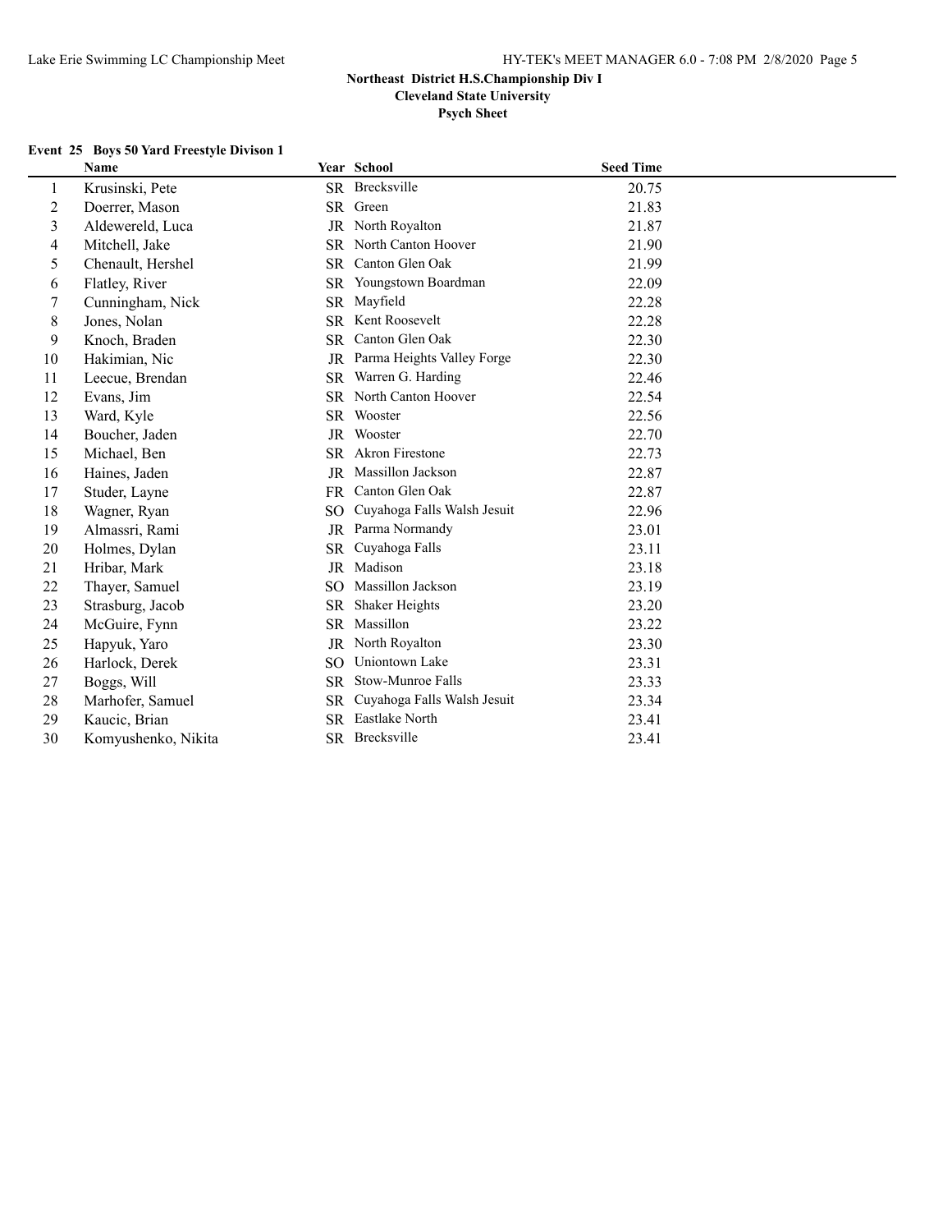**Northeast District H.S.Championship Div I**
**Cleveland State University**
**Psych Sheet**

### Event 25 Boys 50 Yard Freestyle Divison 1

| | Name | Year | School | Seed Time |
|---|---|---|---|---|
| 1 | Krusinski, Pete | SR | Brecksville | 20.75 |
| 2 | Doerrer, Mason | SR | Green | 21.83 |
| 3 | Aldewereld, Luca | JR | North Royalton | 21.87 |
| 4 | Mitchell, Jake | SR | North Canton Hoover | 21.90 |
| 5 | Chenault, Hershel | SR | Canton Glen Oak | 21.99 |
| 6 | Flatley, River | SR | Youngstown Boardman | 22.09 |
| 7 | Cunningham, Nick | SR | Mayfield | 22.28 |
| 8 | Jones, Nolan | SR | Kent Roosevelt | 22.28 |
| 9 | Knoch, Braden | SR | Canton Glen Oak | 22.30 |
| 10 | Hakimian, Nic | JR | Parma Heights Valley Forge | 22.30 |
| 11 | Leecue, Brendan | SR | Warren G. Harding | 22.46 |
| 12 | Evans, Jim | SR | North Canton Hoover | 22.54 |
| 13 | Ward, Kyle | SR | Wooster | 22.56 |
| 14 | Boucher, Jaden | JR | Wooster | 22.70 |
| 15 | Michael, Ben | SR | Akron Firestone | 22.73 |
| 16 | Haines, Jaden | JR | Massillon Jackson | 22.87 |
| 17 | Studer, Layne | FR | Canton Glen Oak | 22.87 |
| 18 | Wagner, Ryan | SO | Cuyahoga Falls Walsh Jesuit | 22.96 |
| 19 | Almassri, Rami | JR | Parma Normandy | 23.01 |
| 20 | Holmes, Dylan | SR | Cuyahoga Falls | 23.11 |
| 21 | Hribar, Mark | JR | Madison | 23.18 |
| 22 | Thayer, Samuel | SO | Massillon Jackson | 23.19 |
| 23 | Strasburg, Jacob | SR | Shaker Heights | 23.20 |
| 24 | McGuire, Fynn | SR | Massillon | 23.22 |
| 25 | Hapyuk, Yaro | JR | North Royalton | 23.30 |
| 26 | Harlock, Derek | SO | Uniontown Lake | 23.31 |
| 27 | Boggs, Will | SR | Stow-Munroe Falls | 23.33 |
| 28 | Marhofer, Samuel | SR | Cuyahoga Falls Walsh Jesuit | 23.34 |
| 29 | Kaucic, Brian | SR | Eastlake North | 23.41 |
| 30 | Komyushenko, Nikita | SR | Brecksville | 23.41 |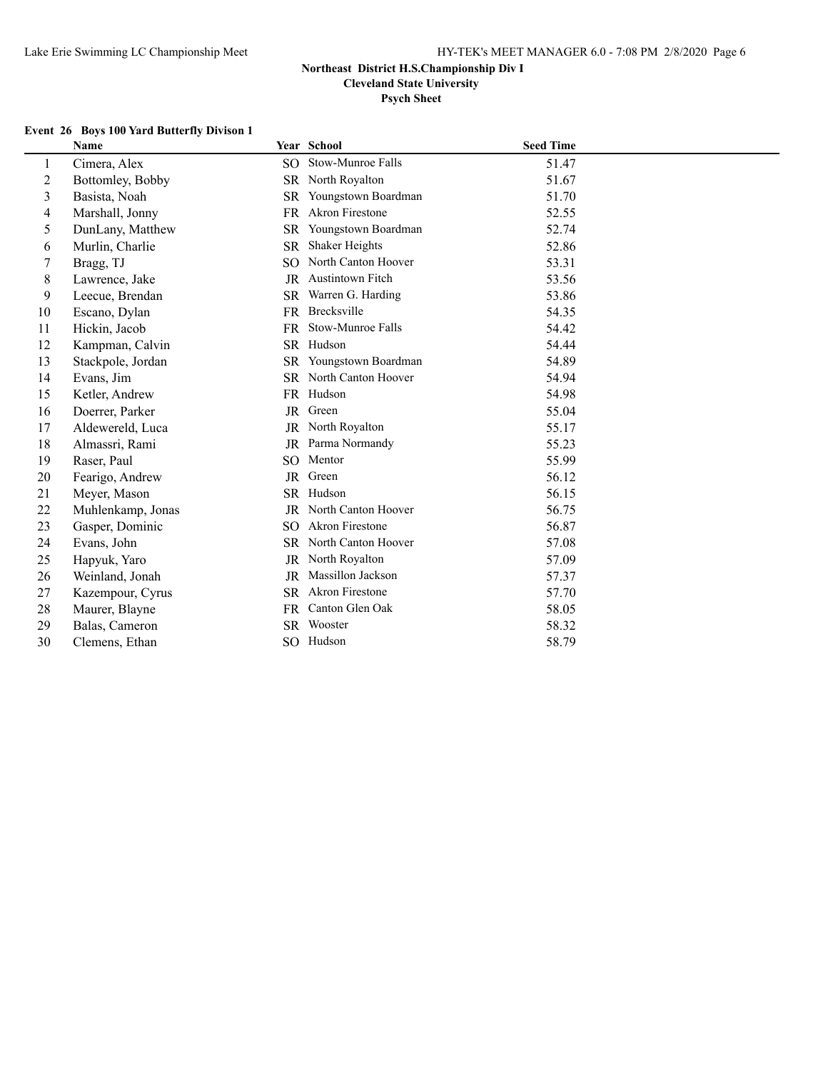**Northeast District H.S.Championship Div I**
**Cleveland State University**
**Psych Sheet**

### Event 26 Boys 100 Yard Butterfly Divison 1

| | Name | Year | School | Seed Time |
|---|---|---|---|---|
| 1 | Cimera, Alex | SO | Stow-Munroe Falls | 51.47 |
| 2 | Bottomley, Bobby | SR | North Royalton | 51.67 |
| 3 | Basista, Noah | SR | Youngstown Boardman | 51.70 |
| 4 | Marshall, Jonny | FR | Akron Firestone | 52.55 |
| 5 | DunLany, Matthew | SR | Youngstown Boardman | 52.74 |
| 6 | Murlin, Charlie | SR | Shaker Heights | 52.86 |
| 7 | Bragg, TJ | SO | North Canton Hoover | 53.31 |
| 8 | Lawrence, Jake | JR | Austintown Fitch | 53.56 |
| 9 | Leecue, Brendan | SR | Warren G. Harding | 53.86 |
| 10 | Escano, Dylan | FR | Brecksville | 54.35 |
| 11 | Hickin, Jacob | FR | Stow-Munroe Falls | 54.42 |
| 12 | Kampman, Calvin | SR | Hudson | 54.44 |
| 13 | Stackpole, Jordan | SR | Youngstown Boardman | 54.89 |
| 14 | Evans, Jim | SR | North Canton Hoover | 54.94 |
| 15 | Ketler, Andrew | FR | Hudson | 54.98 |
| 16 | Doerrer, Parker | JR | Green | 55.04 |
| 17 | Aldewereld, Luca | JR | North Royalton | 55.17 |
| 18 | Almassri, Rami | JR | Parma Normandy | 55.23 |
| 19 | Raser, Paul | SO | Mentor | 55.99 |
| 20 | Fearigo, Andrew | JR | Green | 56.12 |
| 21 | Meyer, Mason | SR | Hudson | 56.15 |
| 22 | Muhlenkamp, Jonas | JR | North Canton Hoover | 56.75 |
| 23 | Gasper, Dominic | SO | Akron Firestone | 56.87 |
| 24 | Evans, John | SR | North Canton Hoover | 57.08 |
| 25 | Hapyuk, Yaro | JR | North Royalton | 57.09 |
| 26 | Weinland, Jonah | JR | Massillon Jackson | 57.37 |
| 27 | Kazempour, Cyrus | SR | Akron Firestone | 57.70 |
| 28 | Maurer, Blayne | FR | Canton Glen Oak | 58.05 |
| 29 | Balas, Cameron | SR | Wooster | 58.32 |
| 30 | Clemens, Ethan | SO | Hudson | 58.79 |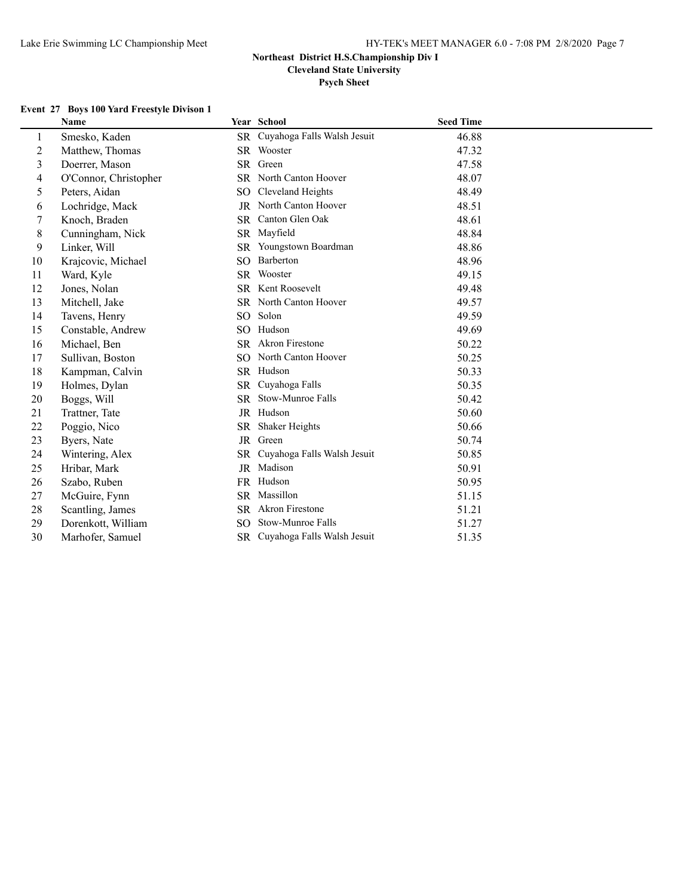## Northeast District H.S.Championship Div I

**Cleveland State University**

**Psych Sheet**

### Event 27 Boys 100 Yard Freestyle Divison 1

| | Name | Year | School | Seed Time |
|---|---|---|---|---|
| 1 | Smesko, Kaden | SR | Cuyahoga Falls Walsh Jesuit | 46.88 |
| 2 | Matthew, Thomas | SR | Wooster | 47.32 |
| 3 | Doerrer, Mason | SR | Green | 47.58 |
| 4 | O'Connor, Christopher | SR | North Canton Hoover | 48.07 |
| 5 | Peters, Aidan | SO | Cleveland Heights | 48.49 |
| 6 | Lochridge, Mack | JR | North Canton Hoover | 48.51 |
| 7 | Knoch, Braden | SR | Canton Glen Oak | 48.61 |
| 8 | Cunningham, Nick | SR | Mayfield | 48.84 |
| 9 | Linker, Will | SR | Youngstown Boardman | 48.86 |
| 10 | Krajcovic, Michael | SO | Barberton | 48.96 |
| 11 | Ward, Kyle | SR | Wooster | 49.15 |
| 12 | Jones, Nolan | SR | Kent Roosevelt | 49.48 |
| 13 | Mitchell, Jake | SR | North Canton Hoover | 49.57 |
| 14 | Tavens, Henry | SO | Solon | 49.59 |
| 15 | Constable, Andrew | SO | Hudson | 49.69 |
| 16 | Michael, Ben | SR | Akron Firestone | 50.22 |
| 17 | Sullivan, Boston | SO | North Canton Hoover | 50.25 |
| 18 | Kampman, Calvin | SR | Hudson | 50.33 |
| 19 | Holmes, Dylan | SR | Cuyahoga Falls | 50.35 |
| 20 | Boggs, Will | SR | Stow-Munroe Falls | 50.42 |
| 21 | Trattner, Tate | JR | Hudson | 50.60 |
| 22 | Poggio, Nico | SR | Shaker Heights | 50.66 |
| 23 | Byers, Nate | JR | Green | 50.74 |
| 24 | Wintering, Alex | SR | Cuyahoga Falls Walsh Jesuit | 50.85 |
| 25 | Hribar, Mark | JR | Madison | 50.91 |
| 26 | Szabo, Ruben | FR | Hudson | 50.95 |
| 27 | McGuire, Fynn | SR | Massillon | 51.15 |
| 28 | Scantling, James | SR | Akron Firestone | 51.21 |
| 29 | Dorenkott, William | SO | Stow-Munroe Falls | 51.27 |
| 30 | Marhofer, Samuel | SR | Cuyahoga Falls Walsh Jesuit | 51.35 |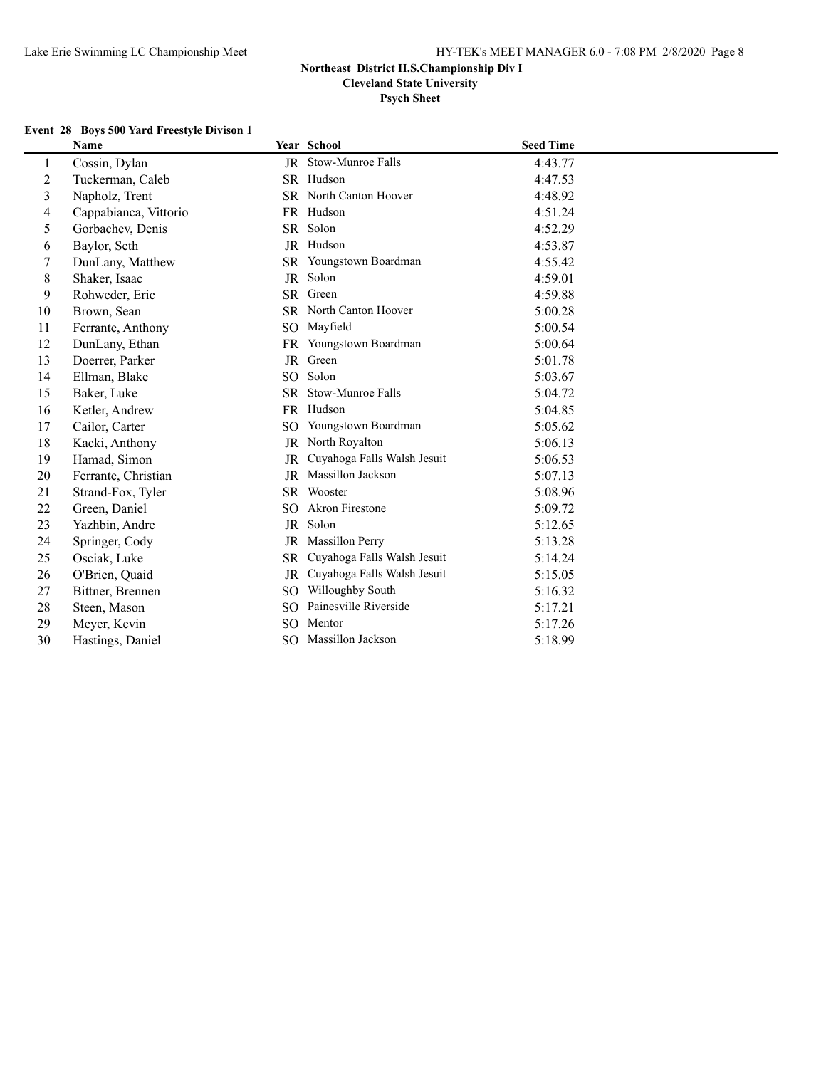## Northeast District H.S.Championship Div I

**Cleveland State University**

**Psych Sheet**

### Event 28 Boys 500 Yard Freestyle Divison 1

| | Name | Year | School | Seed Time |
|---|---|---|---|---|
| 1 | Cossin, Dylan | JR | Stow-Munroe Falls | 4:43.77 |
| 2 | Tuckerman, Caleb | SR | Hudson | 4:47.53 |
| 3 | Napholz, Trent | SR | North Canton Hoover | 4:48.92 |
| 4 | Cappabianca, Vittorio | FR | Hudson | 4:51.24 |
| 5 | Gorbachev, Denis | SR | Solon | 4:52.29 |
| 6 | Baylor, Seth | JR | Hudson | 4:53.87 |
| 7 | DunLany, Matthew | SR | Youngstown Boardman | 4:55.42 |
| 8 | Shaker, Isaac | JR | Solon | 4:59.01 |
| 9 | Rohweder, Eric | SR | Green | 4:59.88 |
| 10 | Brown, Sean | SR | North Canton Hoover | 5:00.28 |
| 11 | Ferrante, Anthony | SO | Mayfield | 5:00.54 |
| 12 | DunLany, Ethan | FR | Youngstown Boardman | 5:00.64 |
| 13 | Doerrer, Parker | JR | Green | 5:01.78 |
| 14 | Ellman, Blake | SO | Solon | 5:03.67 |
| 15 | Baker, Luke | SR | Stow-Munroe Falls | 5:04.72 |
| 16 | Ketler, Andrew | FR | Hudson | 5:04.85 |
| 17 | Cailor, Carter | SO | Youngstown Boardman | 5:05.62 |
| 18 | Kacki, Anthony | JR | North Royalton | 5:06.13 |
| 19 | Hamad, Simon | JR | Cuyahoga Falls Walsh Jesuit | 5:06.53 |
| 20 | Ferrante, Christian | JR | Massillon Jackson | 5:07.13 |
| 21 | Strand-Fox, Tyler | SR | Wooster | 5:08.96 |
| 22 | Green, Daniel | SO | Akron Firestone | 5:09.72 |
| 23 | Yazhbin, Andre | JR | Solon | 5:12.65 |
| 24 | Springer, Cody | JR | Massillon Perry | 5:13.28 |
| 25 | Osciak, Luke | SR | Cuyahoga Falls Walsh Jesuit | 5:14.24 |
| 26 | O'Brien, Quaid | JR | Cuyahoga Falls Walsh Jesuit | 5:15.05 |
| 27 | Bittner, Brennen | SO | Willoughby South | 5:16.32 |
| 28 | Steen, Mason | SO | Painesville Riverside | 5:17.21 |
| 29 | Meyer, Kevin | SO | Mentor | 5:17.26 |
| 30 | Hastings, Daniel | SO | Massillon Jackson | 5:18.99 |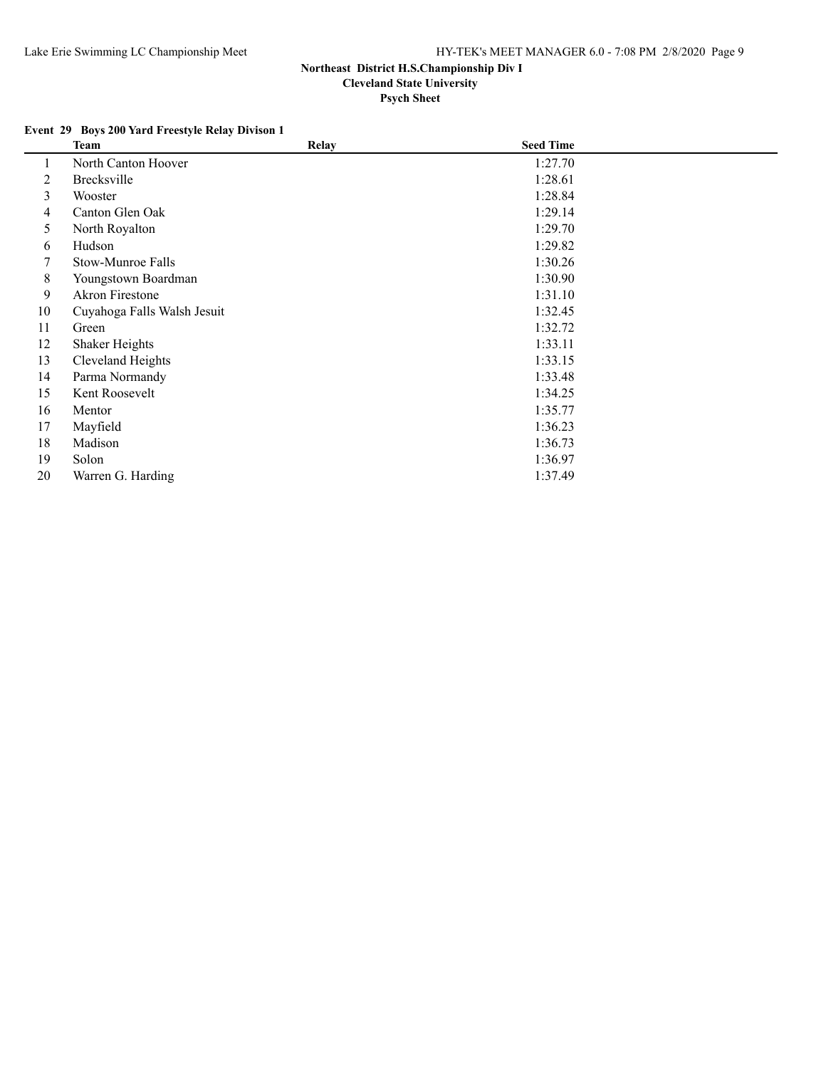## Northeast District H.S.Championship Div I
### Cleveland State University
### Psych Sheet

**Event 29 Boys 200 Yard Freestyle Relay Divison 1**

| | Team | Relay | Seed Time |
|---|---|---|---|
| 1 | North Canton Hoover | | 1:27.70 |
| 2 | Brecksville | | 1:28.61 |
| 3 | Wooster | | 1:28.84 |
| 4 | Canton Glen Oak | | 1:29.14 |
| 5 | North Royalton | | 1:29.70 |
| 6 | Hudson | | 1:29.82 |
| 7 | Stow-Munroe Falls | | 1:30.26 |
| 8 | Youngstown Boardman | | 1:30.90 |
| 9 | Akron Firestone | | 1:31.10 |
| 10 | Cuyahoga Falls Walsh Jesuit | | 1:32.45 |
| 11 | Green | | 1:32.72 |
| 12 | Shaker Heights | | 1:33.11 |
| 13 | Cleveland Heights | | 1:33.15 |
| 14 | Parma Normandy | | 1:33.48 |
| 15 | Kent Roosevelt | | 1:34.25 |
| 16 | Mentor | | 1:35.77 |
| 17 | Mayfield | | 1:36.23 |
| 18 | Madison | | 1:36.73 |
| 19 | Solon | | 1:36.97 |
| 20 | Warren G. Harding | | 1:37.49 |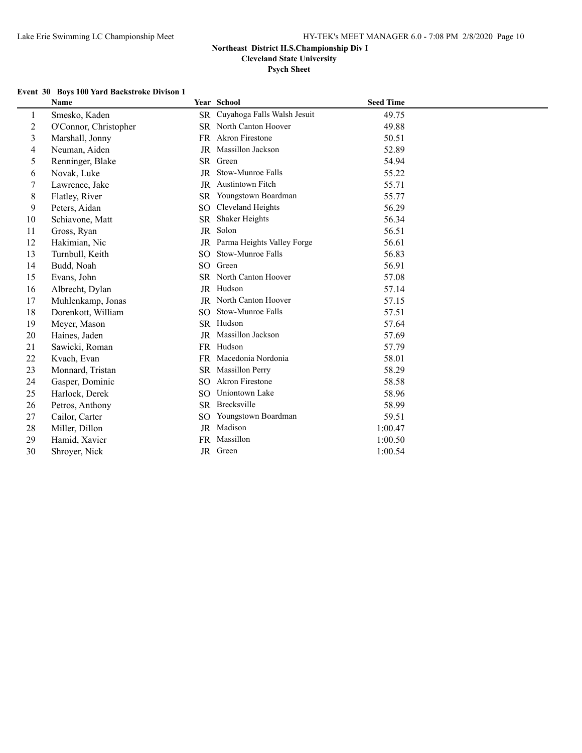**Northeast District H.S.Championship Div I**
**Cleveland State University**
**Psych Sheet**

### Event 30 Boys 100 Yard Backstroke Divison 1

| | Name | Year | School | Seed Time |
|---|---|---|---|---|
| 1 | Smesko, Kaden | SR | Cuyahoga Falls Walsh Jesuit | 49.75 |
| 2 | O'Connor, Christopher | SR | North Canton Hoover | 49.88 |
| 3 | Marshall, Jonny | FR | Akron Firestone | 50.51 |
| 4 | Neuman, Aiden | JR | Massillon Jackson | 52.89 |
| 5 | Renninger, Blake | SR | Green | 54.94 |
| 6 | Novak, Luke | JR | Stow-Munroe Falls | 55.22 |
| 7 | Lawrence, Jake | JR | Austintown Fitch | 55.71 |
| 8 | Flatley, River | SR | Youngstown Boardman | 55.77 |
| 9 | Peters, Aidan | SO | Cleveland Heights | 56.29 |
| 10 | Schiavone, Matt | SR | Shaker Heights | 56.34 |
| 11 | Gross, Ryan | JR | Solon | 56.51 |
| 12 | Hakimian, Nic | JR | Parma Heights Valley Forge | 56.61 |
| 13 | Turnbull, Keith | SO | Stow-Munroe Falls | 56.83 |
| 14 | Budd, Noah | SO | Green | 56.91 |
| 15 | Evans, John | SR | North Canton Hoover | 57.08 |
| 16 | Albrecht, Dylan | JR | Hudson | 57.14 |
| 17 | Muhlenkamp, Jonas | JR | North Canton Hoover | 57.15 |
| 18 | Dorenkott, William | SO | Stow-Munroe Falls | 57.51 |
| 19 | Meyer, Mason | SR | Hudson | 57.64 |
| 20 | Haines, Jaden | JR | Massillon Jackson | 57.69 |
| 21 | Sawicki, Roman | FR | Hudson | 57.79 |
| 22 | Kvach, Evan | FR | Macedonia Nordonia | 58.01 |
| 23 | Monnard, Tristan | SR | Massillon Perry | 58.29 |
| 24 | Gasper, Dominic | SO | Akron Firestone | 58.58 |
| 25 | Harlock, Derek | SO | Uniontown Lake | 58.96 |
| 26 | Petros, Anthony | SR | Brecksville | 58.99 |
| 27 | Cailor, Carter | SO | Youngstown Boardman | 59.51 |
| 28 | Miller, Dillon | JR | Madison | 1:00.47 |
| 29 | Hamid, Xavier | FR | Massillon | 1:00.50 |
| 30 | Shroyer, Nick | JR | Green | 1:00.54 |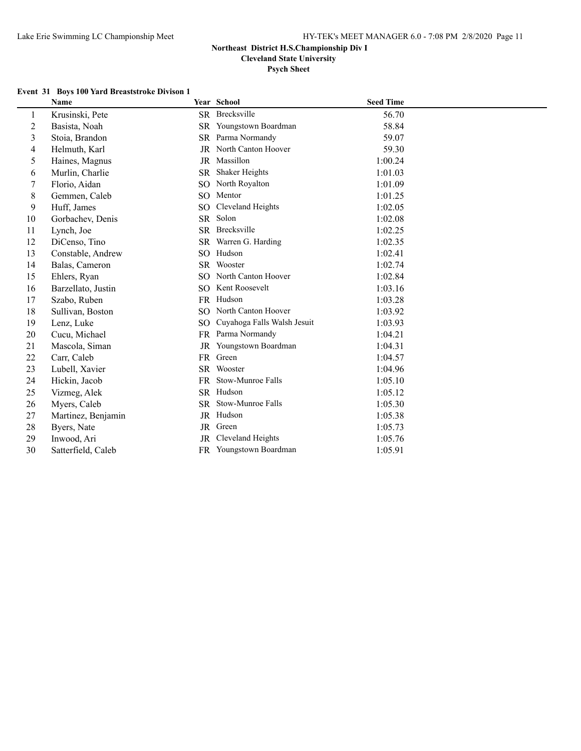**Northeast District H.S.Championship Div I**
**Cleveland State University**
**Psych Sheet**

### Event 31 Boys 100 Yard Breaststroke Divison 1

| | Name | Year | School | Seed Time |
|---|---|---|---|---|
| 1 | Krusinski, Pete | SR | Brecksville | 56.70 |
| 2 | Basista, Noah | SR | Youngstown Boardman | 58.84 |
| 3 | Stoia, Brandon | SR | Parma Normandy | 59.07 |
| 4 | Helmuth, Karl | JR | North Canton Hoover | 59.30 |
| 5 | Haines, Magnus | JR | Massillon | 1:00.24 |
| 6 | Murlin, Charlie | SR | Shaker Heights | 1:01.03 |
| 7 | Florio, Aidan | SO | North Royalton | 1:01.09 |
| 8 | Gemmen, Caleb | SO | Mentor | 1:01.25 |
| 9 | Huff, James | SO | Cleveland Heights | 1:02.05 |
| 10 | Gorbachev, Denis | SR | Solon | 1:02.08 |
| 11 | Lynch, Joe | SR | Brecksville | 1:02.25 |
| 12 | DiCenso, Tino | SR | Warren G. Harding | 1:02.35 |
| 13 | Constable, Andrew | SO | Hudson | 1:02.41 |
| 14 | Balas, Cameron | SR | Wooster | 1:02.74 |
| 15 | Ehlers, Ryan | SO | North Canton Hoover | 1:02.84 |
| 16 | Barzellato, Justin | SO | Kent Roosevelt | 1:03.16 |
| 17 | Szabo, Ruben | FR | Hudson | 1:03.28 |
| 18 | Sullivan, Boston | SO | North Canton Hoover | 1:03.92 |
| 19 | Lenz, Luke | SO | Cuyahoga Falls Walsh Jesuit | 1:03.93 |
| 20 | Cucu, Michael | FR | Parma Normandy | 1:04.21 |
| 21 | Mascola, Siman | JR | Youngstown Boardman | 1:04.31 |
| 22 | Carr, Caleb | FR | Green | 1:04.57 |
| 23 | Lubell, Xavier | SR | Wooster | 1:04.96 |
| 24 | Hickin, Jacob | FR | Stow-Munroe Falls | 1:05.10 |
| 25 | Vizmeg, Alek | SR | Hudson | 1:05.12 |
| 26 | Myers, Caleb | SR | Stow-Munroe Falls | 1:05.30 |
| 27 | Martinez, Benjamin | JR | Hudson | 1:05.38 |
| 28 | Byers, Nate | JR | Green | 1:05.73 |
| 29 | Inwood, Ari | JR | Cleveland Heights | 1:05.76 |
| 30 | Satterfield, Caleb | FR | Youngstown Boardman | 1:05.91 |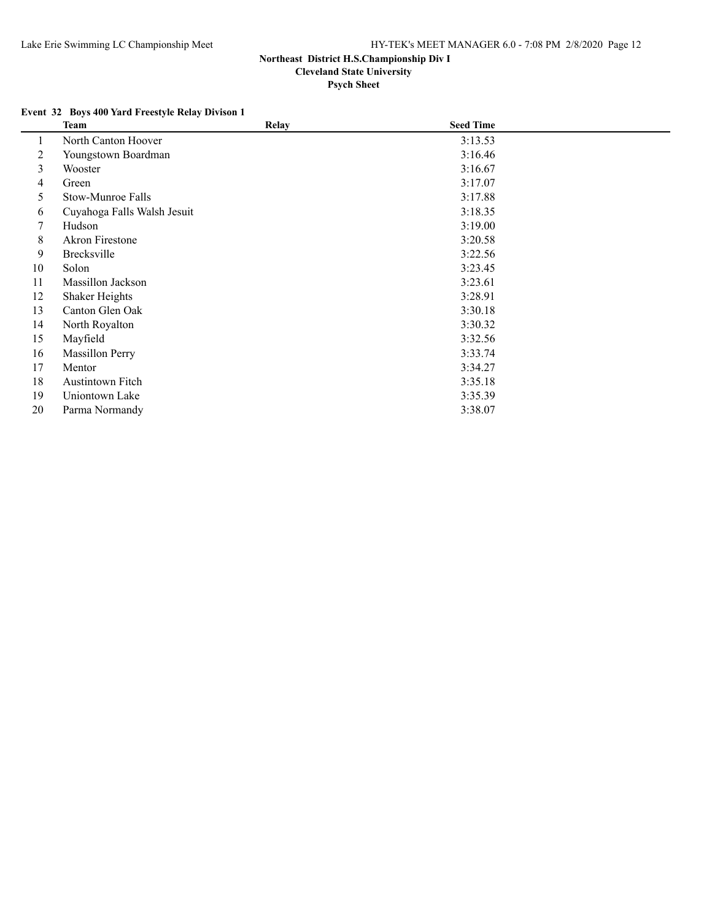**Northeast District H.S.Championship Div I**
**Cleveland State University**
**Psych Sheet**

**Event 32 Boys 400 Yard Freestyle Relay Divison 1**

| | Team | Relay | Seed Time |
|---|---|---|---|
| 1 | North Canton Hoover | | 3:13.53 |
| 2 | Youngstown Boardman | | 3:16.46 |
| 3 | Wooster | | 3:16.67 |
| 4 | Green | | 3:17.07 |
| 5 | Stow-Munroe Falls | | 3:17.88 |
| 6 | Cuyahoga Falls Walsh Jesuit | | 3:18.35 |
| 7 | Hudson | | 3:19.00 |
| 8 | Akron Firestone | | 3:20.58 |
| 9 | Brecksville | | 3:22.56 |
| 10 | Solon | | 3:23.45 |
| 11 | Massillon Jackson | | 3:23.61 |
| 12 | Shaker Heights | | 3:28.91 |
| 13 | Canton Glen Oak | | 3:30.18 |
| 14 | North Royalton | | 3:30.32 |
| 15 | Mayfield | | 3:32.56 |
| 16 | Massillon Perry | | 3:33.74 |
| 17 | Mentor | | 3:34.27 |
| 18 | Austintown Fitch | | 3:35.18 |
| 19 | Uniontown Lake | | 3:35.39 |
| 20 | Parma Normandy | | 3:38.07 |